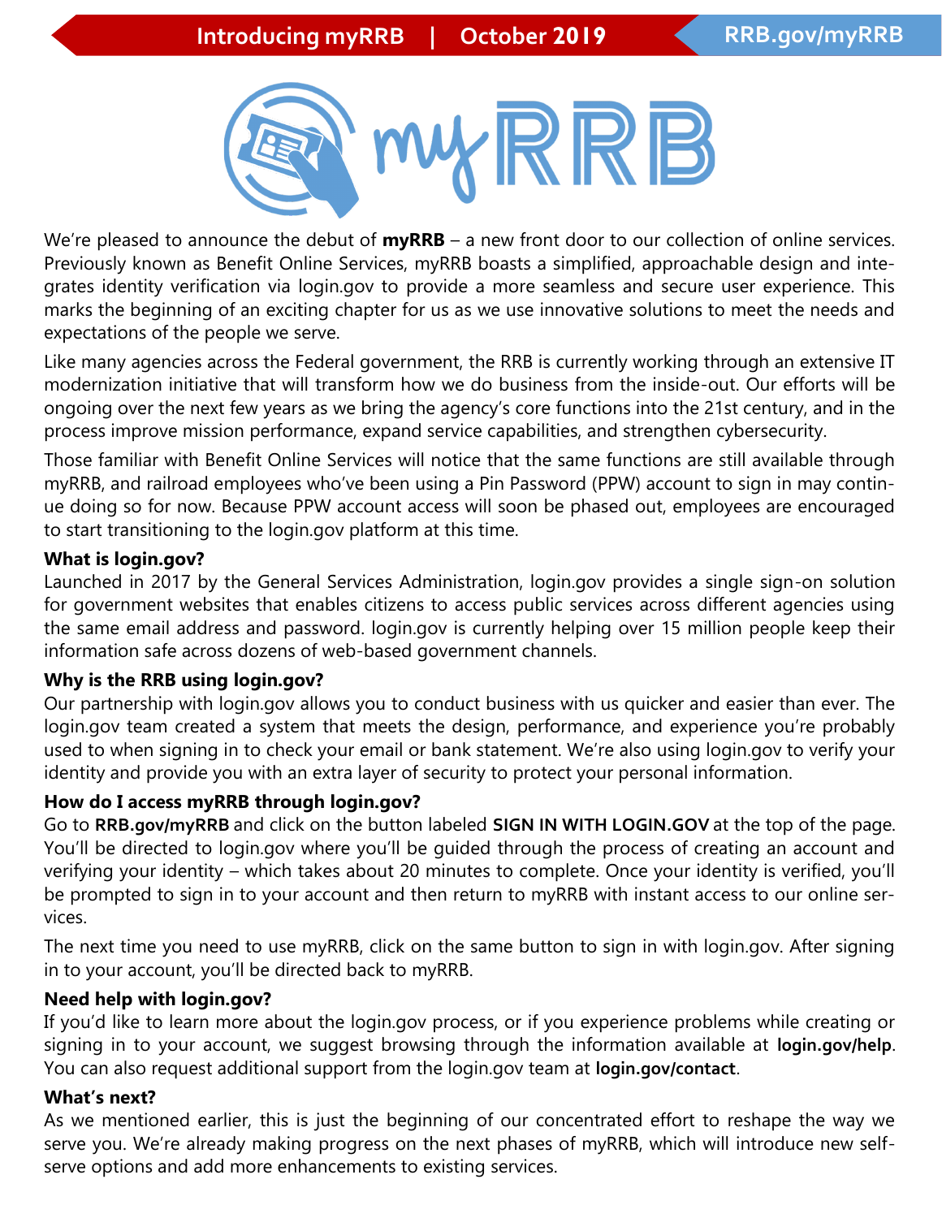Introducing myRRB | October 2019 — RRB.gov/myRRB

# myRRB

We're pleased to announce the debut of **myRRB** – a new front door to our collection of online services. Previously known as Benefit Online Services, myRRB boasts a simplified, approachable design and integrates identity verification via login.gov to provide a more seamless and secure user experience. This marks the beginning of an exciting chapter for us as we use innovative solutions to meet the needs and expectations of the people we serve.

Like many agencies across the Federal government, the RRB is currently working through an extensive IT modernization initiative that will transform how we do business from the inside-out. Our efforts will be ongoing over the next few years as we bring the agency's core functions into the 21st century, and in the process improve mission performance, expand service capabilities, and strengthen cybersecurity.

Those familiar with Benefit Online Services will notice that the same functions are still available through myRRB, and railroad employees who've been using a Pin Password (PPW) account to sign in may continue doing so for now. Because PPW account access will soon be phased out, employees are encouraged to start transitioning to the login.gov platform at this time.

**What is login.gov?**

Launched in 2017 by the General Services Administration, login.gov provides a single sign-on solution for government websites that enables citizens to access public services across different agencies using the same email address and password. login.gov is currently helping over 15 million people keep their information safe across dozens of web-based government channels.

**Why is the RRB using login.gov?**

Our partnership with login.gov allows you to conduct business with us quicker and easier than ever. The login.gov team created a system that meets the design, performance, and experience you're probably used to when signing in to check your email or bank statement. We're also using login.gov to verify your identity and provide you with an extra layer of security to protect your personal information.

**How do I access myRRB through login.gov?**

Go to **RRB.gov/myRRB** and click on the button labeled **SIGN IN WITH LOGIN.GOV** at the top of the page. You'll be directed to login.gov where you'll be guided through the process of creating an account and verifying your identity – which takes about 20 minutes to complete. Once your identity is verified, you'll be prompted to sign in to your account and then return to myRRB with instant access to our online services.

The next time you need to use myRRB, click on the same button to sign in with login.gov. After signing in to your account, you'll be directed back to myRRB.

**Need help with login.gov?**

If you'd like to learn more about the login.gov process, or if you experience problems while creating or signing in to your account, we suggest browsing through the information available at **login.gov/help**. You can also request additional support from the login.gov team at **login.gov/contact**.

**What's next?**

As we mentioned earlier, this is just the beginning of our concentrated effort to reshape the way we serve you. We're already making progress on the next phases of myRRB, which will introduce new self-serve options and add more enhancements to existing services.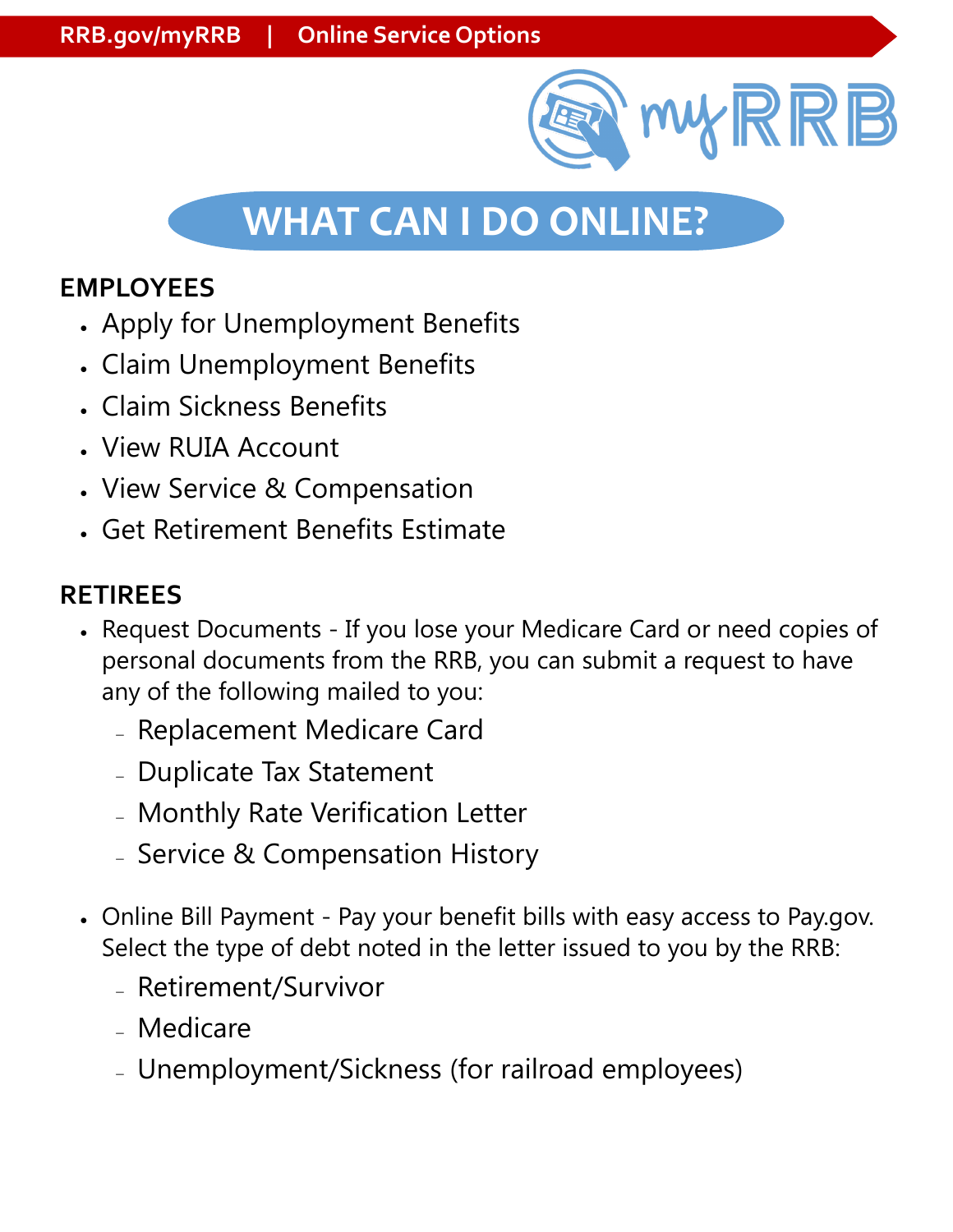# WHAT CAN I DO ONLINE?

## EMPLOYEES

- Apply for Unemployment Benefits
- Claim Unemployment Benefits
- Claim Sickness Benefits
- View RUIA Account
- View Service & Compensation
- Get Retirement Benefits Estimate

## RETIREES

- Request Documents - If you lose your Medicare Card or need copies of personal documents from the RRB, you can submit a request to have any of the following mailed to you:
  - Replacement Medicare Card
  - Duplicate Tax Statement
  - Monthly Rate Verification Letter
  - Service & Compensation History

- Online Bill Payment - Pay your benefit bills with easy access to Pay.gov. Select the type of debt noted in the letter issued to you by the RRB:
  - Retirement/Survivor
  - Medicare
  - Unemployment/Sickness (for railroad employees)